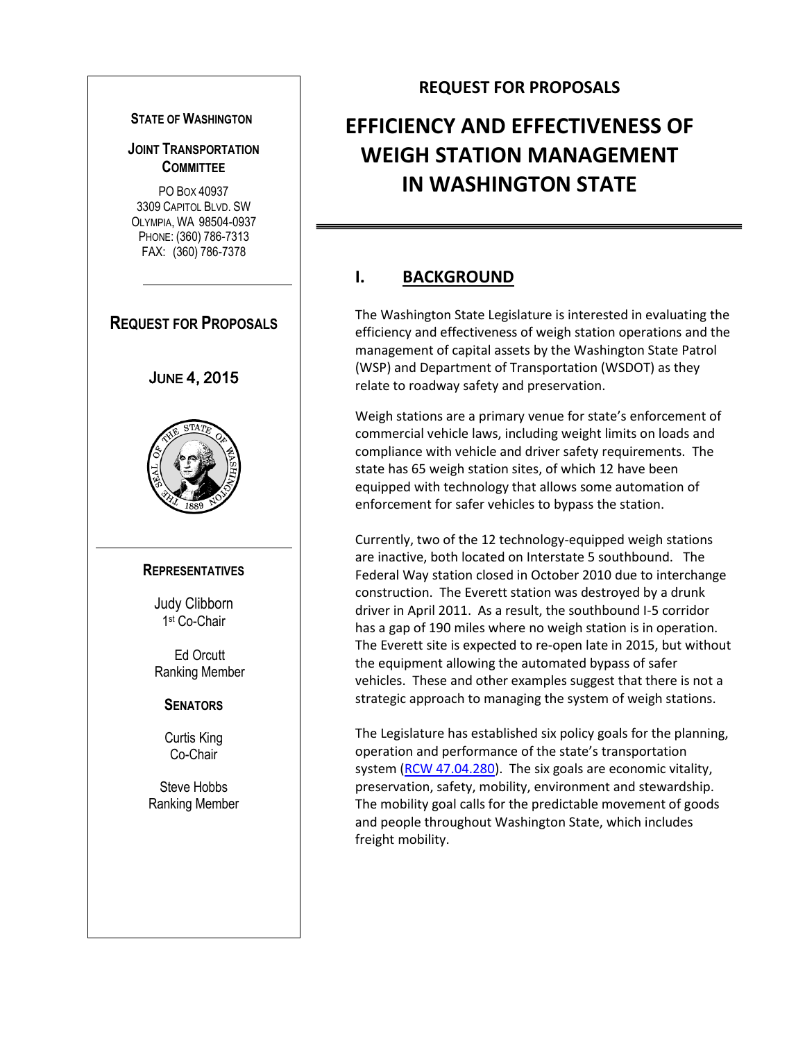**STATE OF WASHINGTON**

**JOINT TRANSPORTATION COMMITTEE**

PO BOX 40937
3309 CAPITOL BLVD. SW
OLYMPIA, WA 98504-0937
PHONE: (360) 786-7313
FAX: (360) 786-7378

**REQUEST FOR PROPOSALS**

**JUNE 4, 2015**

**REPRESENTATIVES**

Judy Clibborn
1st Co-Chair

Ed Orcutt
Ranking Member

**SENATORS**

Curtis King
Co-Chair

Steve Hobbs
Ranking Member

# REQUEST FOR PROPOSALS

# EFFICIENCY AND EFFECTIVENESS OF WEIGH STATION MANAGEMENT IN WASHINGTON STATE

## I. BACKGROUND

The Washington State Legislature is interested in evaluating the efficiency and effectiveness of weigh station operations and the management of capital assets by the Washington State Patrol (WSP) and Department of Transportation (WSDOT) as they relate to roadway safety and preservation.

Weigh stations are a primary venue for state's enforcement of commercial vehicle laws, including weight limits on loads and compliance with vehicle and driver safety requirements. The state has 65 weigh station sites, of which 12 have been equipped with technology that allows some automation of enforcement for safer vehicles to bypass the station.

Currently, two of the 12 technology-equipped weigh stations are inactive, both located on Interstate 5 southbound. The Federal Way station closed in October 2010 due to interchange construction. The Everett station was destroyed by a drunk driver in April 2011. As a result, the southbound I-5 corridor has a gap of 190 miles where no weigh station is in operation. The Everett site is expected to re-open late in 2015, but without the equipment allowing the automated bypass of safer vehicles. These and other examples suggest that there is not a strategic approach to managing the system of weigh stations.

The Legislature has established six policy goals for the planning, operation and performance of the state's transportation system (RCW 47.04.280). The six goals are economic vitality, preservation, safety, mobility, environment and stewardship. The mobility goal calls for the predictable movement of goods and people throughout Washington State, which includes freight mobility.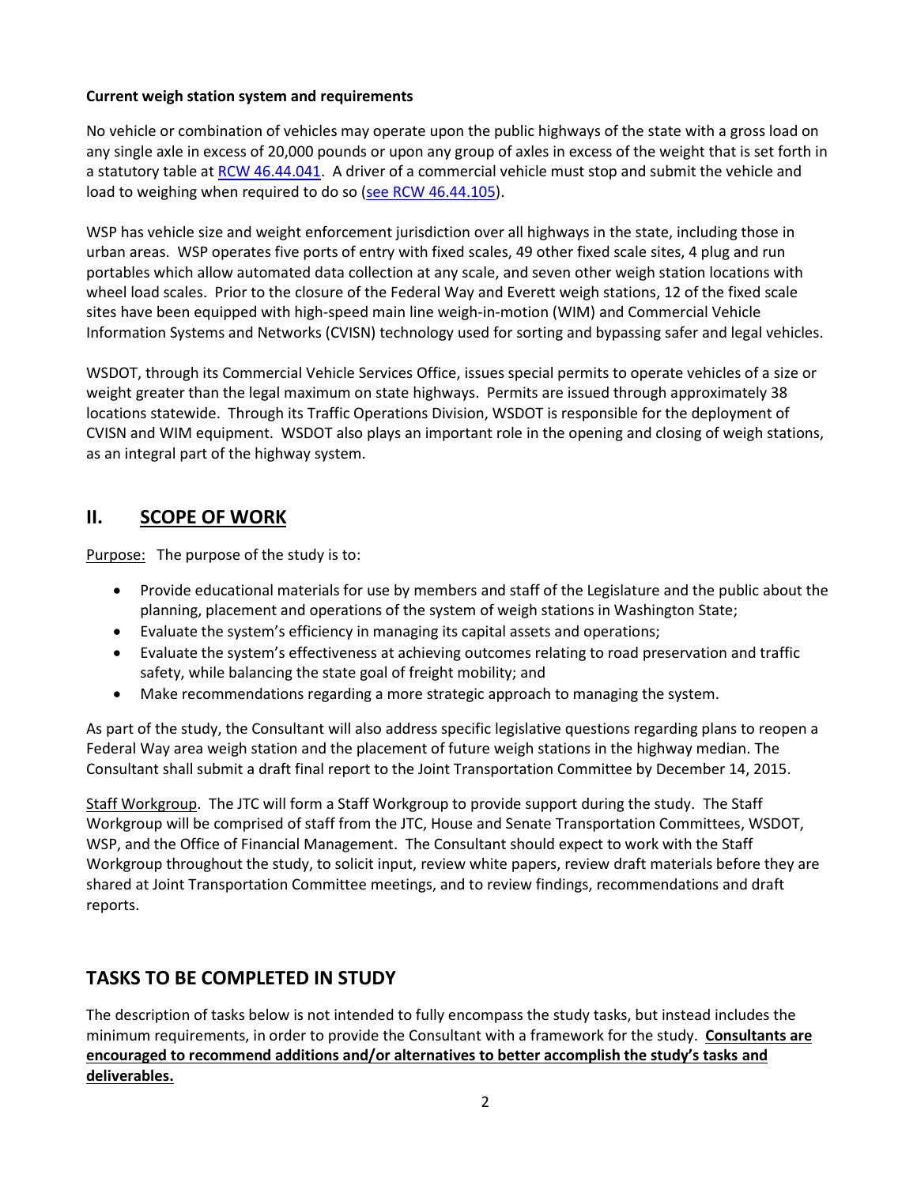**Current weigh station system and requirements**

No vehicle or combination of vehicles may operate upon the public highways of the state with a gross load on any single axle in excess of 20,000 pounds or upon any group of axles in excess of the weight that is set forth in a statutory table at [RCW 46.44.041](). A driver of a commercial vehicle must stop and submit the vehicle and load to weighing when required to do so ([see RCW 46.44.105]()).

WSP has vehicle size and weight enforcement jurisdiction over all highways in the state, including those in urban areas. WSP operates five ports of entry with fixed scales, 49 other fixed scale sites, 4 plug and run portables which allow automated data collection at any scale, and seven other weigh station locations with wheel load scales. Prior to the closure of the Federal Way and Everett weigh stations, 12 of the fixed scale sites have been equipped with high-speed main line weigh-in-motion (WIM) and Commercial Vehicle Information Systems and Networks (CVISN) technology used for sorting and bypassing safer and legal vehicles.

WSDOT, through its Commercial Vehicle Services Office, issues special permits to operate vehicles of a size or weight greater than the legal maximum on state highways. Permits are issued through approximately 38 locations statewide. Through its Traffic Operations Division, WSDOT is responsible for the deployment of CVISN and WIM equipment. WSDOT also plays an important role in the opening and closing of weigh stations, as an integral part of the highway system.

## II. SCOPE OF WORK

Purpose: The purpose of the study is to:

- Provide educational materials for use by members and staff of the Legislature and the public about the planning, placement and operations of the system of weigh stations in Washington State;
- Evaluate the system's efficiency in managing its capital assets and operations;
- Evaluate the system's effectiveness at achieving outcomes relating to road preservation and traffic safety, while balancing the state goal of freight mobility; and
- Make recommendations regarding a more strategic approach to managing the system.

As part of the study, the Consultant will also address specific legislative questions regarding plans to reopen a Federal Way area weigh station and the placement of future weigh stations in the highway median. The Consultant shall submit a draft final report to the Joint Transportation Committee by December 14, 2015.

Staff Workgroup. The JTC will form a Staff Workgroup to provide support during the study. The Staff Workgroup will be comprised of staff from the JTC, House and Senate Transportation Committees, WSDOT, WSP, and the Office of Financial Management. The Consultant should expect to work with the Staff Workgroup throughout the study, to solicit input, review white papers, review draft materials before they are shared at Joint Transportation Committee meetings, and to review findings, recommendations and draft reports.

## TASKS TO BE COMPLETED IN STUDY

The description of tasks below is not intended to fully encompass the study tasks, but instead includes the minimum requirements, in order to provide the Consultant with a framework for the study. **Consultants are encouraged to recommend additions and/or alternatives to better accomplish the study's tasks and deliverables.**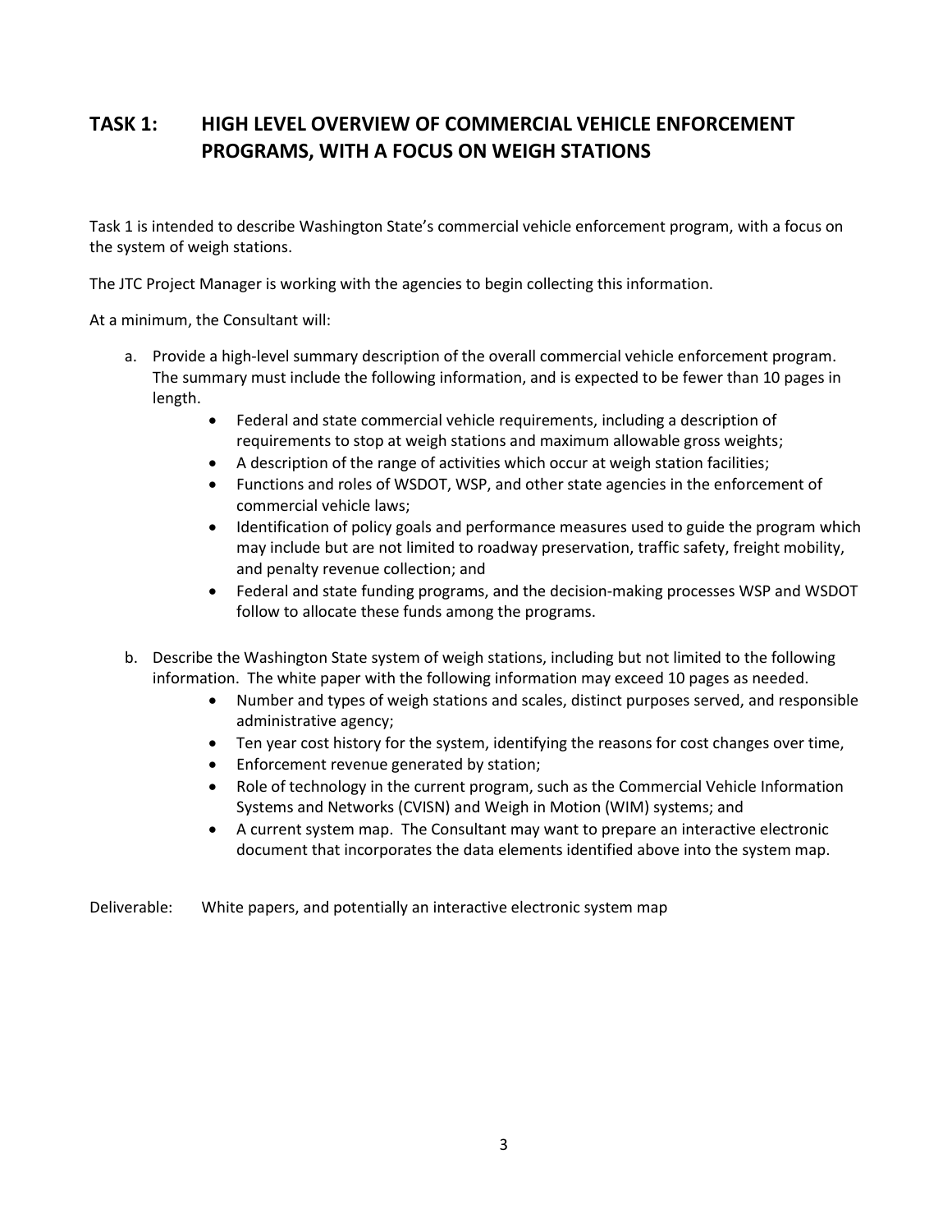## TASK 1: HIGH LEVEL OVERVIEW OF COMMERCIAL VEHICLE ENFORCEMENT PROGRAMS, WITH A FOCUS ON WEIGH STATIONS

Task 1 is intended to describe Washington State's commercial vehicle enforcement program, with a focus on the system of weigh stations.

The JTC Project Manager is working with the agencies to begin collecting this information.

At a minimum, the Consultant will:

a. Provide a high-level summary description of the overall commercial vehicle enforcement program. The summary must include the following information, and is expected to be fewer than 10 pages in length.
   - Federal and state commercial vehicle requirements, including a description of requirements to stop at weigh stations and maximum allowable gross weights;
   - A description of the range of activities which occur at weigh station facilities;
   - Functions and roles of WSDOT, WSP, and other state agencies in the enforcement of commercial vehicle laws;
   - Identification of policy goals and performance measures used to guide the program which may include but are not limited to roadway preservation, traffic safety, freight mobility, and penalty revenue collection; and
   - Federal and state funding programs, and the decision-making processes WSP and WSDOT follow to allocate these funds among the programs.

b. Describe the Washington State system of weigh stations, including but not limited to the following information. The white paper with the following information may exceed 10 pages as needed.
   - Number and types of weigh stations and scales, distinct purposes served, and responsible administrative agency;
   - Ten year cost history for the system, identifying the reasons for cost changes over time,
   - Enforcement revenue generated by station;
   - Role of technology in the current program, such as the Commercial Vehicle Information Systems and Networks (CVISN) and Weigh in Motion (WIM) systems; and
   - A current system map. The Consultant may want to prepare an interactive electronic document that incorporates the data elements identified above into the system map.

Deliverable: White papers, and potentially an interactive electronic system map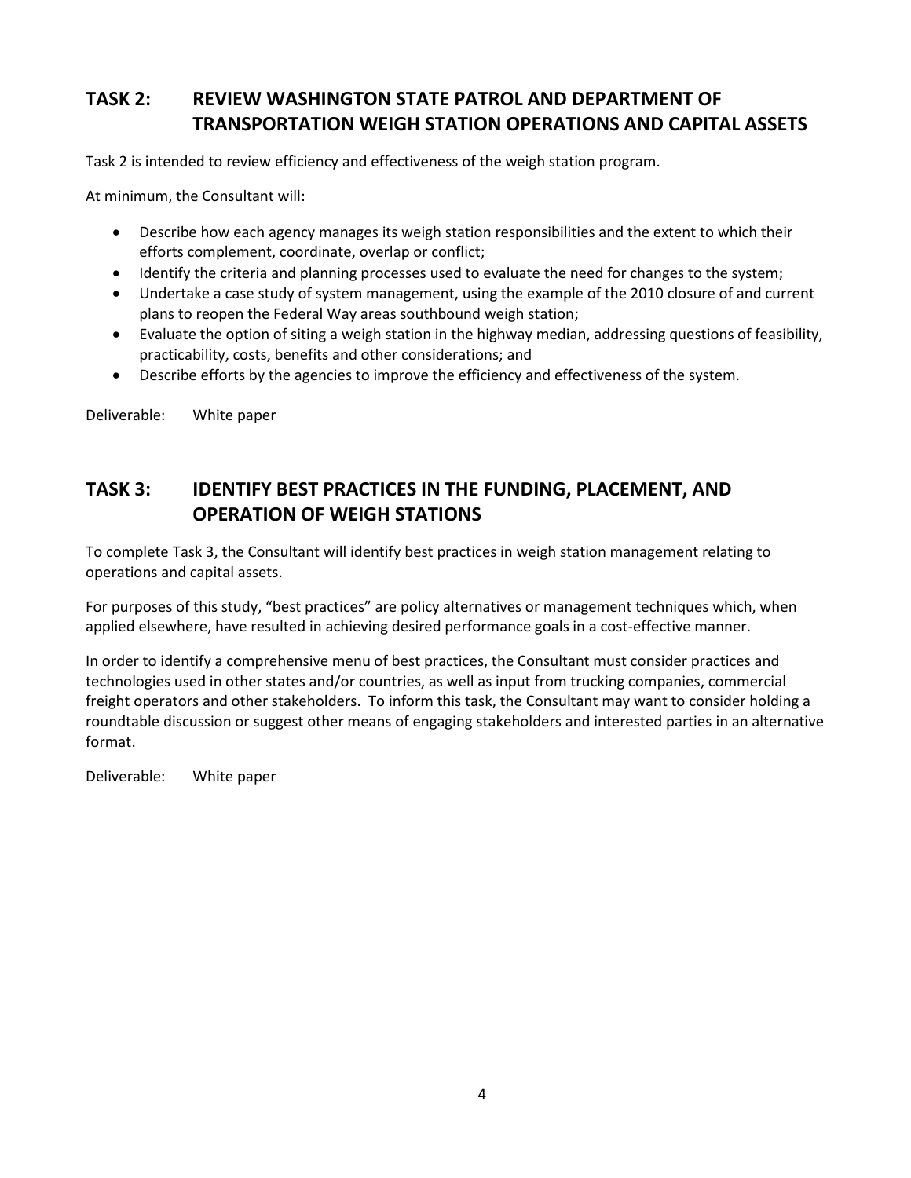## TASK 2: REVIEW WASHINGTON STATE PATROL AND DEPARTMENT OF TRANSPORTATION WEIGH STATION OPERATIONS AND CAPITAL ASSETS

Task 2 is intended to review efficiency and effectiveness of the weigh station program.

At minimum, the Consultant will:

- Describe how each agency manages its weigh station responsibilities and the extent to which their efforts complement, coordinate, overlap or conflict;
- Identify the criteria and planning processes used to evaluate the need for changes to the system;
- Undertake a case study of system management, using the example of the 2010 closure of and current plans to reopen the Federal Way areas southbound weigh station;
- Evaluate the option of siting a weigh station in the highway median, addressing questions of feasibility, practicability, costs, benefits and other considerations; and
- Describe efforts by the agencies to improve the efficiency and effectiveness of the system.

Deliverable: White paper

## TASK 3: IDENTIFY BEST PRACTICES IN THE FUNDING, PLACEMENT, AND OPERATION OF WEIGH STATIONS

To complete Task 3, the Consultant will identify best practices in weigh station management relating to operations and capital assets.

For purposes of this study, "best practices" are policy alternatives or management techniques which, when applied elsewhere, have resulted in achieving desired performance goals in a cost-effective manner.

In order to identify a comprehensive menu of best practices, the Consultant must consider practices and technologies used in other states and/or countries, as well as input from trucking companies, commercial freight operators and other stakeholders. To inform this task, the Consultant may want to consider holding a roundtable discussion or suggest other means of engaging stakeholders and interested parties in an alternative format.

Deliverable: White paper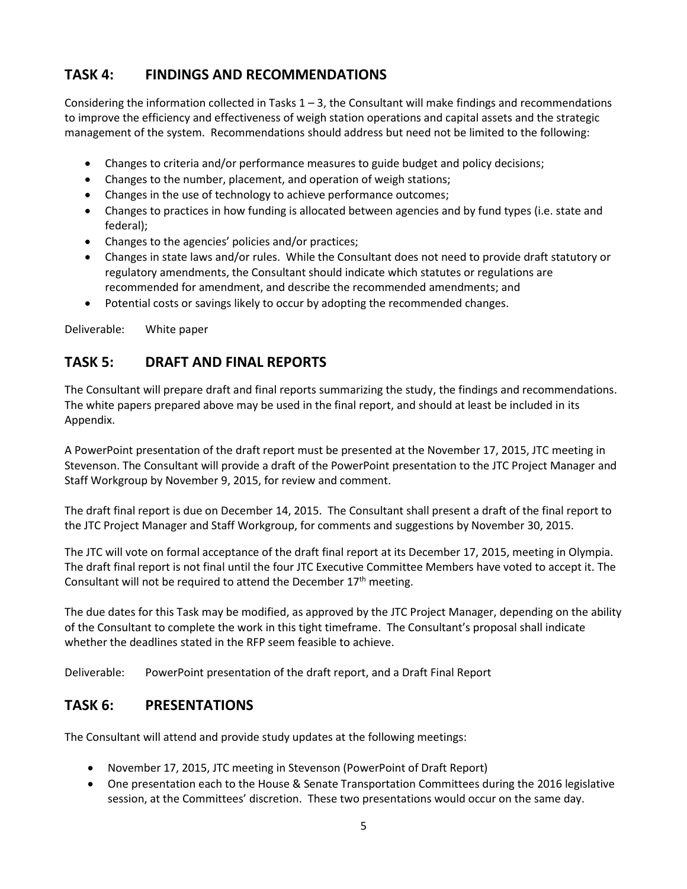## TASK 4: FINDINGS AND RECOMMENDATIONS

Considering the information collected in Tasks 1 – 3, the Consultant will make findings and recommendations to improve the efficiency and effectiveness of weigh station operations and capital assets and the strategic management of the system. Recommendations should address but need not be limited to the following:

- Changes to criteria and/or performance measures to guide budget and policy decisions;
- Changes to the number, placement, and operation of weigh stations;
- Changes in the use of technology to achieve performance outcomes;
- Changes to practices in how funding is allocated between agencies and by fund types (i.e. state and federal);
- Changes to the agencies' policies and/or practices;
- Changes in state laws and/or rules. While the Consultant does not need to provide draft statutory or regulatory amendments, the Consultant should indicate which statutes or regulations are recommended for amendment, and describe the recommended amendments; and
- Potential costs or savings likely to occur by adopting the recommended changes.

Deliverable: White paper

## TASK 5: DRAFT AND FINAL REPORTS

The Consultant will prepare draft and final reports summarizing the study, the findings and recommendations. The white papers prepared above may be used in the final report, and should at least be included in its Appendix.

A PowerPoint presentation of the draft report must be presented at the November 17, 2015, JTC meeting in Stevenson. The Consultant will provide a draft of the PowerPoint presentation to the JTC Project Manager and Staff Workgroup by November 9, 2015, for review and comment.

The draft final report is due on December 14, 2015. The Consultant shall present a draft of the final report to the JTC Project Manager and Staff Workgroup, for comments and suggestions by November 30, 2015.

The JTC will vote on formal acceptance of the draft final report at its December 17, 2015, meeting in Olympia. The draft final report is not final until the four JTC Executive Committee Members have voted to accept it. The Consultant will not be required to attend the December 17th meeting.

The due dates for this Task may be modified, as approved by the JTC Project Manager, depending on the ability of the Consultant to complete the work in this tight timeframe. The Consultant's proposal shall indicate whether the deadlines stated in the RFP seem feasible to achieve.

Deliverable: PowerPoint presentation of the draft report, and a Draft Final Report

## TASK 6: PRESENTATIONS

The Consultant will attend and provide study updates at the following meetings:

- November 17, 2015, JTC meeting in Stevenson (PowerPoint of Draft Report)
- One presentation each to the House & Senate Transportation Committees during the 2016 legislative session, at the Committees' discretion. These two presentations would occur on the same day.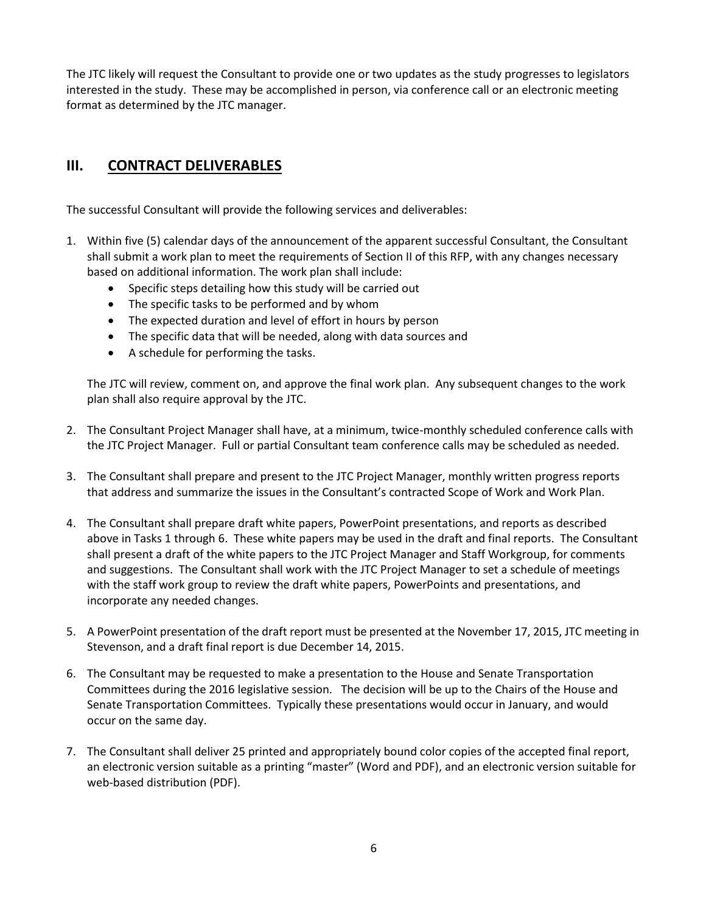The JTC likely will request the Consultant to provide one or two updates as the study progresses to legislators interested in the study. These may be accomplished in person, via conference call or an electronic meeting format as determined by the JTC manager.

## III. CONTRACT DELIVERABLES

The successful Consultant will provide the following services and deliverables:

1. Within five (5) calendar days of the announcement of the apparent successful Consultant, the Consultant shall submit a work plan to meet the requirements of Section II of this RFP, with any changes necessary based on additional information. The work plan shall include:
   - Specific steps detailing how this study will be carried out
   - The specific tasks to be performed and by whom
   - The expected duration and level of effort in hours by person
   - The specific data that will be needed, along with data sources and
   - A schedule for performing the tasks.

   The JTC will review, comment on, and approve the final work plan. Any subsequent changes to the work plan shall also require approval by the JTC.

2. The Consultant Project Manager shall have, at a minimum, twice-monthly scheduled conference calls with the JTC Project Manager. Full or partial Consultant team conference calls may be scheduled as needed.

3. The Consultant shall prepare and present to the JTC Project Manager, monthly written progress reports that address and summarize the issues in the Consultant's contracted Scope of Work and Work Plan.

4. The Consultant shall prepare draft white papers, PowerPoint presentations, and reports as described above in Tasks 1 through 6. These white papers may be used in the draft and final reports. The Consultant shall present a draft of the white papers to the JTC Project Manager and Staff Workgroup, for comments and suggestions. The Consultant shall work with the JTC Project Manager to set a schedule of meetings with the staff work group to review the draft white papers, PowerPoints and presentations, and incorporate any needed changes.

5. A PowerPoint presentation of the draft report must be presented at the November 17, 2015, JTC meeting in Stevenson, and a draft final report is due December 14, 2015.

6. The Consultant may be requested to make a presentation to the House and Senate Transportation Committees during the 2016 legislative session. The decision will be up to the Chairs of the House and Senate Transportation Committees. Typically these presentations would occur in January, and would occur on the same day.

7. The Consultant shall deliver 25 printed and appropriately bound color copies of the accepted final report, an electronic version suitable as a printing "master" (Word and PDF), and an electronic version suitable for web-based distribution (PDF).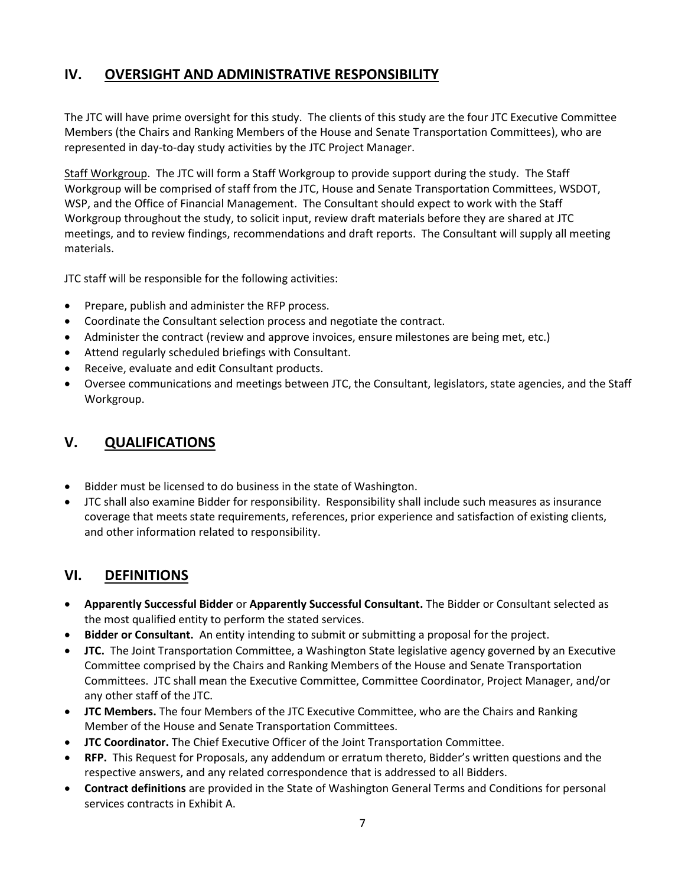## IV. OVERSIGHT AND ADMINISTRATIVE RESPONSIBILITY

The JTC will have prime oversight for this study. The clients of this study are the four JTC Executive Committee Members (the Chairs and Ranking Members of the House and Senate Transportation Committees), who are represented in day-to-day study activities by the JTC Project Manager.

Staff Workgroup. The JTC will form a Staff Workgroup to provide support during the study. The Staff Workgroup will be comprised of staff from the JTC, House and Senate Transportation Committees, WSDOT, WSP, and the Office of Financial Management. The Consultant should expect to work with the Staff Workgroup throughout the study, to solicit input, review draft materials before they are shared at JTC meetings, and to review findings, recommendations and draft reports. The Consultant will supply all meeting materials.

JTC staff will be responsible for the following activities:

- Prepare, publish and administer the RFP process.
- Coordinate the Consultant selection process and negotiate the contract.
- Administer the contract (review and approve invoices, ensure milestones are being met, etc.)
- Attend regularly scheduled briefings with Consultant.
- Receive, evaluate and edit Consultant products.
- Oversee communications and meetings between JTC, the Consultant, legislators, state agencies, and the Staff Workgroup.

## V. QUALIFICATIONS

- Bidder must be licensed to do business in the state of Washington.
- JTC shall also examine Bidder for responsibility. Responsibility shall include such measures as insurance coverage that meets state requirements, references, prior experience and satisfaction of existing clients, and other information related to responsibility.

## VI. DEFINITIONS

- **Apparently Successful Bidder** or **Apparently Successful Consultant.** The Bidder or Consultant selected as the most qualified entity to perform the stated services.
- **Bidder or Consultant.** An entity intending to submit or submitting a proposal for the project.
- **JTC.** The Joint Transportation Committee, a Washington State legislative agency governed by an Executive Committee comprised by the Chairs and Ranking Members of the House and Senate Transportation Committees. JTC shall mean the Executive Committee, Committee Coordinator, Project Manager, and/or any other staff of the JTC.
- **JTC Members.** The four Members of the JTC Executive Committee, who are the Chairs and Ranking Member of the House and Senate Transportation Committees.
- **JTC Coordinator.** The Chief Executive Officer of the Joint Transportation Committee.
- **RFP.** This Request for Proposals, any addendum or erratum thereto, Bidder's written questions and the respective answers, and any related correspondence that is addressed to all Bidders.
- **Contract definitions** are provided in the State of Washington General Terms and Conditions for personal services contracts in Exhibit A.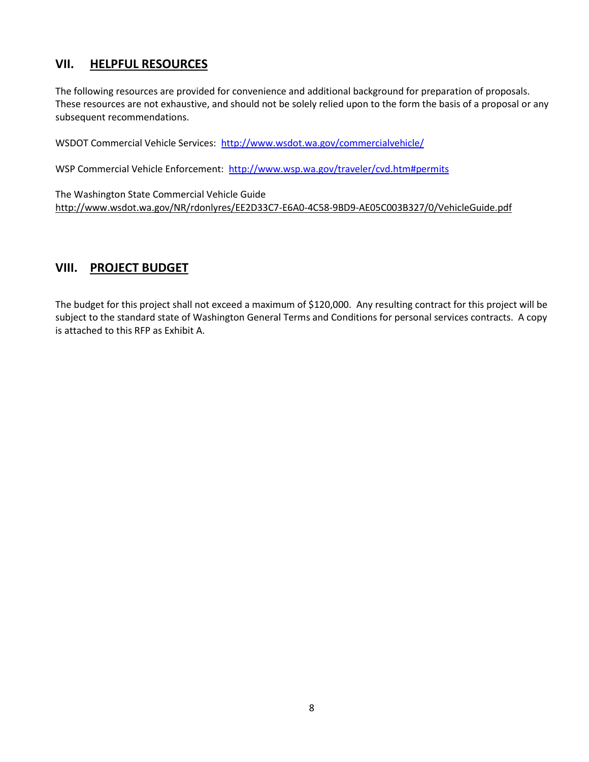## VII. HELPFUL RESOURCES

The following resources are provided for convenience and additional background for preparation of proposals. These resources are not exhaustive, and should not be solely relied upon to the form the basis of a proposal or any subsequent recommendations.

WSDOT Commercial Vehicle Services: http://www.wsdot.wa.gov/commercialvehicle/

WSP Commercial Vehicle Enforcement: http://www.wsp.wa.gov/traveler/cvd.htm#permits

The Washington State Commercial Vehicle Guide
http://www.wsdot.wa.gov/NR/rdonlyres/EE2D33C7-E6A0-4C58-9BD9-AE05C003B327/0/VehicleGuide.pdf

## VIII. PROJECT BUDGET

The budget for this project shall not exceed a maximum of $120,000. Any resulting contract for this project will be subject to the standard state of Washington General Terms and Conditions for personal services contracts. A copy is attached to this RFP as Exhibit A.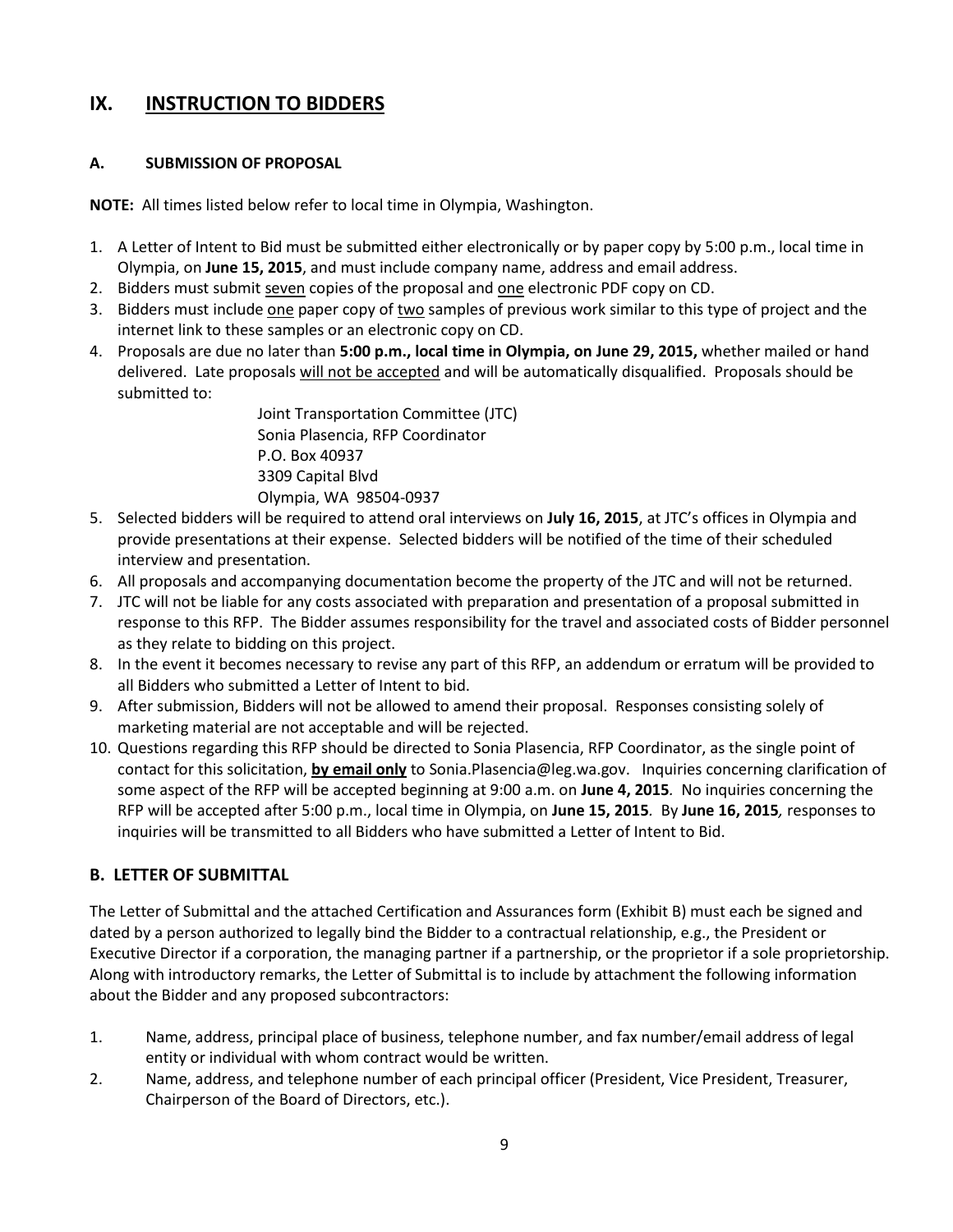## IX. INSTRUCTION TO BIDDERS

### A. SUBMISSION OF PROPOSAL

**NOTE:** All times listed below refer to local time in Olympia, Washington.

1. A Letter of Intent to Bid must be submitted either electronically or by paper copy by 5:00 p.m., local time in Olympia, on **June 15, 2015**, and must include company name, address and email address.
2. Bidders must submit seven copies of the proposal and one electronic PDF copy on CD.
3. Bidders must include one paper copy of two samples of previous work similar to this type of project and the internet link to these samples or an electronic copy on CD.
4. Proposals are due no later than **5:00 p.m., local time in Olympia, on June 29, 2015,** whether mailed or hand delivered. Late proposals will not be accepted and will be automatically disqualified. Proposals should be submitted to:

   Joint Transportation Committee (JTC)
   Sonia Plasencia, RFP Coordinator
   P.O. Box 40937
   3309 Capital Blvd
   Olympia, WA 98504-0937

5. Selected bidders will be required to attend oral interviews on **July 16, 2015**, at JTC's offices in Olympia and provide presentations at their expense. Selected bidders will be notified of the time of their scheduled interview and presentation.
6. All proposals and accompanying documentation become the property of the JTC and will not be returned.
7. JTC will not be liable for any costs associated with preparation and presentation of a proposal submitted in response to this RFP. The Bidder assumes responsibility for the travel and associated costs of Bidder personnel as they relate to bidding on this project.
8. In the event it becomes necessary to revise any part of this RFP, an addendum or erratum will be provided to all Bidders who submitted a Letter of Intent to bid.
9. After submission, Bidders will not be allowed to amend their proposal. Responses consisting solely of marketing material are not acceptable and will be rejected.
10. Questions regarding this RFP should be directed to Sonia Plasencia, RFP Coordinator, as the single point of contact for this solicitation, **by email only** to Sonia.Plasencia@leg.wa.gov. Inquiries concerning clarification of some aspect of the RFP will be accepted beginning at 9:00 a.m. on **June 4, 2015**. No inquiries concerning the RFP will be accepted after 5:00 p.m., local time in Olympia, on **June 15, 2015**. By **June 16, 2015**, responses to inquiries will be transmitted to all Bidders who have submitted a Letter of Intent to Bid.

### B. LETTER OF SUBMITTAL

The Letter of Submittal and the attached Certification and Assurances form (Exhibit B) must each be signed and dated by a person authorized to legally bind the Bidder to a contractual relationship, e.g., the President or Executive Director if a corporation, the managing partner if a partnership, or the proprietor if a sole proprietorship. Along with introductory remarks, the Letter of Submittal is to include by attachment the following information about the Bidder and any proposed subcontractors:

1. Name, address, principal place of business, telephone number, and fax number/email address of legal entity or individual with whom contract would be written.
2. Name, address, and telephone number of each principal officer (President, Vice President, Treasurer, Chairperson of the Board of Directors, etc.).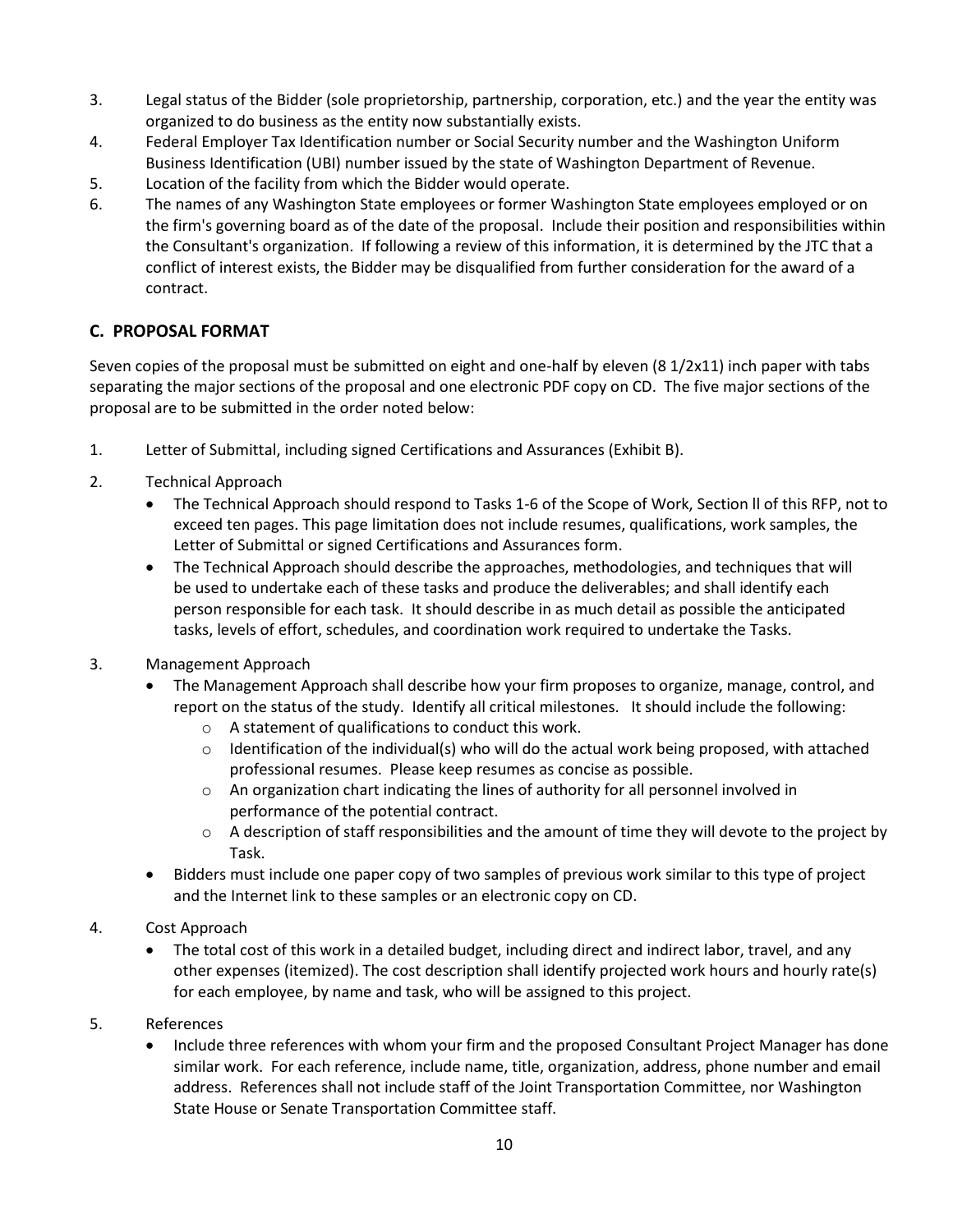3. Legal status of the Bidder (sole proprietorship, partnership, corporation, etc.) and the year the entity was organized to do business as the entity now substantially exists.
4. Federal Employer Tax Identification number or Social Security number and the Washington Uniform Business Identification (UBI) number issued by the state of Washington Department of Revenue.
5. Location of the facility from which the Bidder would operate.
6. The names of any Washington State employees or former Washington State employees employed or on the firm's governing board as of the date of the proposal. Include their position and responsibilities within the Consultant's organization. If following a review of this information, it is determined by the JTC that a conflict of interest exists, the Bidder may be disqualified from further consideration for the award of a contract.

## C. PROPOSAL FORMAT

Seven copies of the proposal must be submitted on eight and one-half by eleven (8 1/2x11) inch paper with tabs separating the major sections of the proposal and one electronic PDF copy on CD. The five major sections of the proposal are to be submitted in the order noted below:

1. Letter of Submittal, including signed Certifications and Assurances (Exhibit B).

2. Technical Approach
   - The Technical Approach should respond to Tasks 1-6 of the Scope of Work, Section ll of this RFP, not to exceed ten pages. This page limitation does not include resumes, qualifications, work samples, the Letter of Submittal or signed Certifications and Assurances form.
   - The Technical Approach should describe the approaches, methodologies, and techniques that will be used to undertake each of these tasks and produce the deliverables; and shall identify each person responsible for each task. It should describe in as much detail as possible the anticipated tasks, levels of effort, schedules, and coordination work required to undertake the Tasks.

3. Management Approach
   - The Management Approach shall describe how your firm proposes to organize, manage, control, and report on the status of the study. Identify all critical milestones. It should include the following:
     - A statement of qualifications to conduct this work.
     - Identification of the individual(s) who will do the actual work being proposed, with attached professional resumes. Please keep resumes as concise as possible.
     - An organization chart indicating the lines of authority for all personnel involved in performance of the potential contract.
     - A description of staff responsibilities and the amount of time they will devote to the project by Task.
   - Bidders must include one paper copy of two samples of previous work similar to this type of project and the Internet link to these samples or an electronic copy on CD.

4. Cost Approach
   - The total cost of this work in a detailed budget, including direct and indirect labor, travel, and any other expenses (itemized). The cost description shall identify projected work hours and hourly rate(s) for each employee, by name and task, who will be assigned to this project.

5. References
   - Include three references with whom your firm and the proposed Consultant Project Manager has done similar work. For each reference, include name, title, organization, address, phone number and email address. References shall not include staff of the Joint Transportation Committee, nor Washington State House or Senate Transportation Committee staff.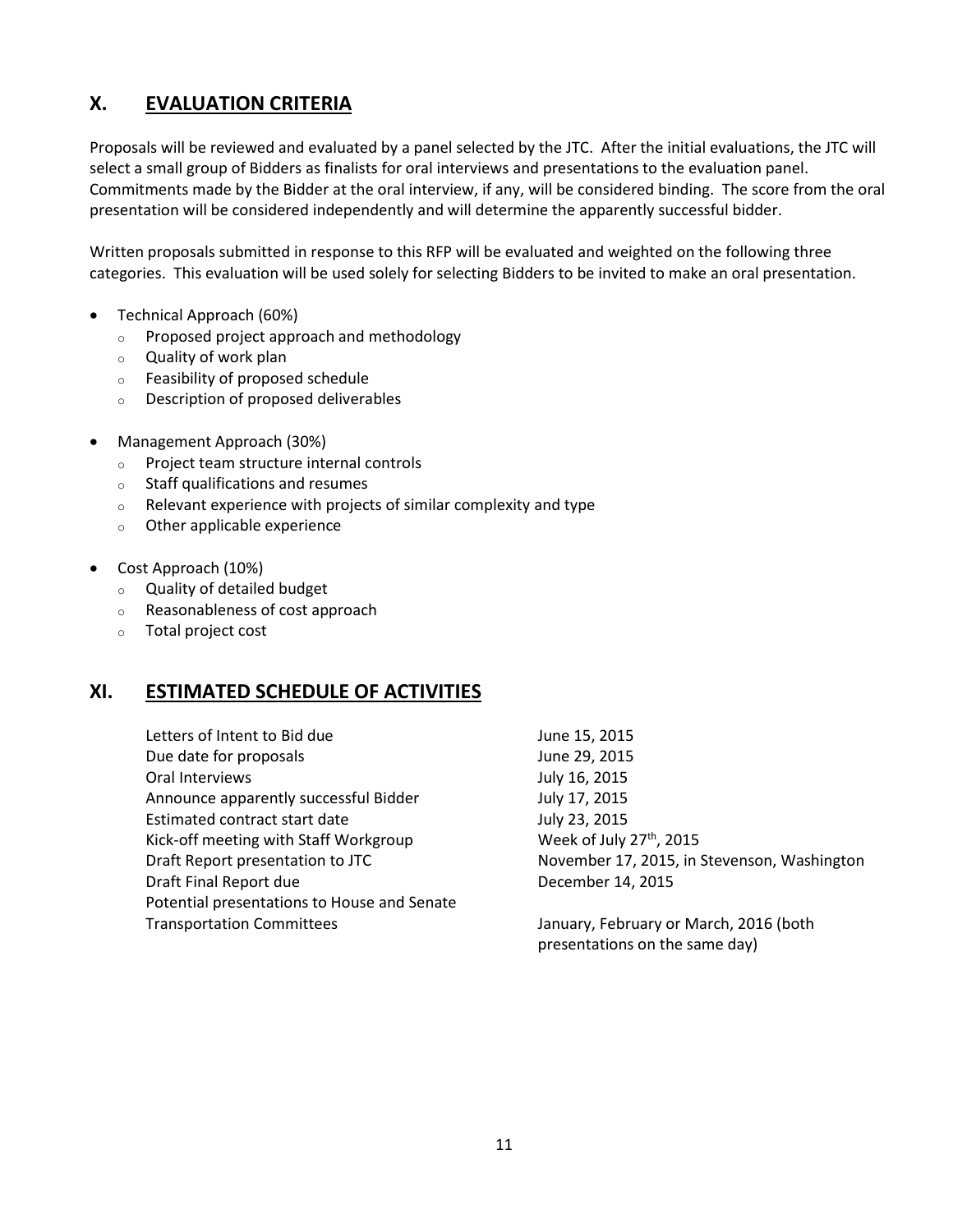## X. EVALUATION CRITERIA

Proposals will be reviewed and evaluated by a panel selected by the JTC. After the initial evaluations, the JTC will select a small group of Bidders as finalists for oral interviews and presentations to the evaluation panel. Commitments made by the Bidder at the oral interview, if any, will be considered binding. The score from the oral presentation will be considered independently and will determine the apparently successful bidder.

Written proposals submitted in response to this RFP will be evaluated and weighted on the following three categories. This evaluation will be used solely for selecting Bidders to be invited to make an oral presentation.

- Technical Approach (60%)
  - Proposed project approach and methodology
  - Quality of work plan
  - Feasibility of proposed schedule
  - Description of proposed deliverables
- Management Approach (30%)
  - Project team structure internal controls
  - Staff qualifications and resumes
  - Relevant experience with projects of similar complexity and type
  - Other applicable experience
- Cost Approach (10%)
  - Quality of detailed budget
  - Reasonableness of cost approach
  - Total project cost

## XI. ESTIMATED SCHEDULE OF ACTIVITIES

| | |
|---|---|
| Letters of Intent to Bid due | June 15, 2015 |
| Due date for proposals | June 29, 2015 |
| Oral Interviews | July 16, 2015 |
| Announce apparently successful Bidder | July 17, 2015 |
| Estimated contract start date | July 23, 2015 |
| Kick-off meeting with Staff Workgroup | Week of July 27th, 2015 |
| Draft Report presentation to JTC | November 17, 2015, in Stevenson, Washington |
| Draft Final Report due | December 14, 2015 |
| Potential presentations to House and Senate Transportation Committees | January, February or March, 2016 (both presentations on the same day) |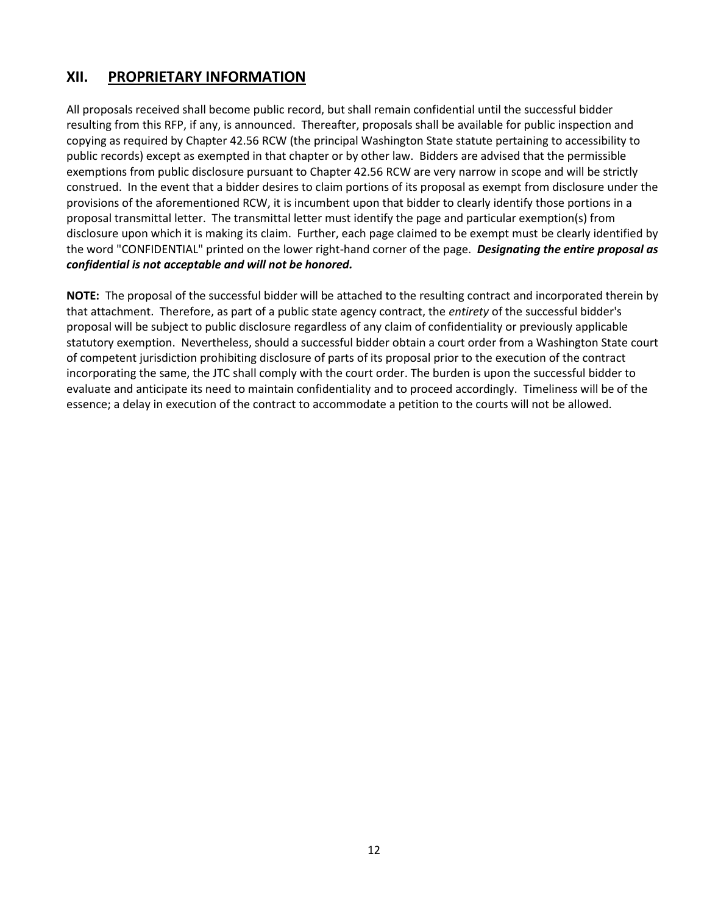## XII. <u>PROPRIETARY INFORMATION</u>

All proposals received shall become public record, but shall remain confidential until the successful bidder resulting from this RFP, if any, is announced. Thereafter, proposals shall be available for public inspection and copying as required by Chapter 42.56 RCW (the principal Washington State statute pertaining to accessibility to public records) except as exempted in that chapter or by other law. Bidders are advised that the permissible exemptions from public disclosure pursuant to Chapter 42.56 RCW are very narrow in scope and will be strictly construed. In the event that a bidder desires to claim portions of its proposal as exempt from disclosure under the provisions of the aforementioned RCW, it is incumbent upon that bidder to clearly identify those portions in a proposal transmittal letter. The transmittal letter must identify the page and particular exemption(s) from disclosure upon which it is making its claim. Further, each page claimed to be exempt must be clearly identified by the word "CONFIDENTIAL" printed on the lower right-hand corner of the page. ***Designating the entire proposal as confidential is not acceptable and will not be honored.***

**NOTE:** The proposal of the successful bidder will be attached to the resulting contract and incorporated therein by that attachment. Therefore, as part of a public state agency contract, the *entirety* of the successful bidder's proposal will be subject to public disclosure regardless of any claim of confidentiality or previously applicable statutory exemption. Nevertheless, should a successful bidder obtain a court order from a Washington State court of competent jurisdiction prohibiting disclosure of parts of its proposal prior to the execution of the contract incorporating the same, the JTC shall comply with the court order. The burden is upon the successful bidder to evaluate and anticipate its need to maintain confidentiality and to proceed accordingly. Timeliness will be of the essence; a delay in execution of the contract to accommodate a petition to the courts will not be allowed.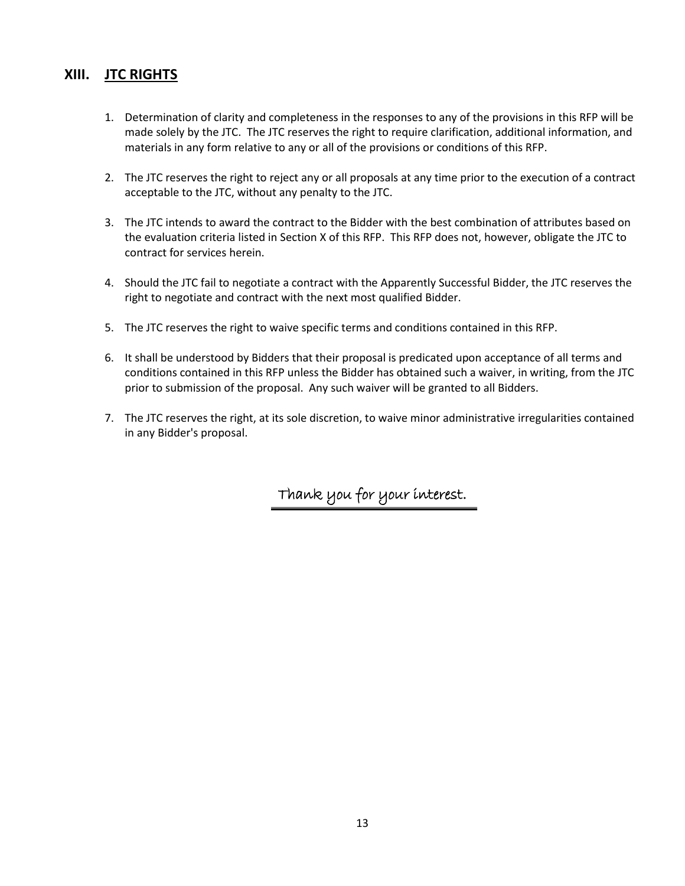## XIII. JTC RIGHTS

1. Determination of clarity and completeness in the responses to any of the provisions in this RFP will be made solely by the JTC. The JTC reserves the right to require clarification, additional information, and materials in any form relative to any or all of the provisions or conditions of this RFP.

2. The JTC reserves the right to reject any or all proposals at any time prior to the execution of a contract acceptable to the JTC, without any penalty to the JTC.

3. The JTC intends to award the contract to the Bidder with the best combination of attributes based on the evaluation criteria listed in Section X of this RFP. This RFP does not, however, obligate the JTC to contract for services herein.

4. Should the JTC fail to negotiate a contract with the Apparently Successful Bidder, the JTC reserves the right to negotiate and contract with the next most qualified Bidder.

5. The JTC reserves the right to waive specific terms and conditions contained in this RFP.

6. It shall be understood by Bidders that their proposal is predicated upon acceptance of all terms and conditions contained in this RFP unless the Bidder has obtained such a waiver, in writing, from the JTC prior to submission of the proposal. Any such waiver will be granted to all Bidders.

7. The JTC reserves the right, at its sole discretion, to waive minor administrative irregularities contained in any Bidder's proposal.

Thank you for your interest.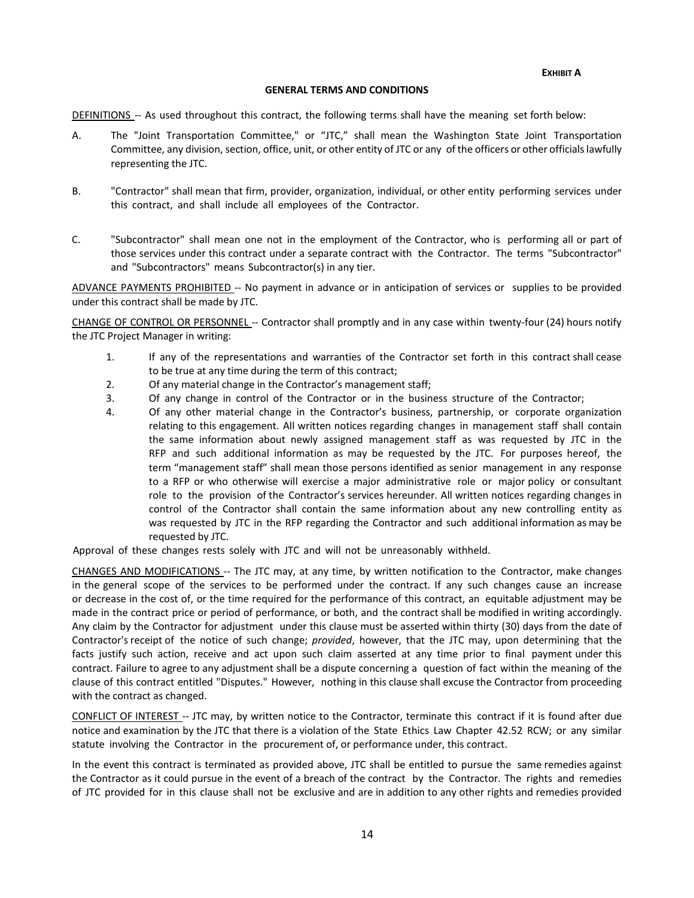**EXHIBIT A**

## GENERAL TERMS AND CONDITIONS

DEFINITIONS -- As used throughout this contract, the following terms shall have the meaning set forth below:

A. The "Joint Transportation Committee," or "JTC," shall mean the Washington State Joint Transportation Committee, any division, section, office, unit, or other entity of JTC or any of the officers or other officials lawfully representing the JTC.

B. "Contractor" shall mean that firm, provider, organization, individual, or other entity performing services under this contract, and shall include all employees of the Contractor.

C. "Subcontractor" shall mean one not in the employment of the Contractor, who is performing all or part of those services under this contract under a separate contract with the Contractor. The terms "Subcontractor" and "Subcontractors" means Subcontractor(s) in any tier.

ADVANCE PAYMENTS PROHIBITED -- No payment in advance or in anticipation of services or supplies to be provided under this contract shall be made by JTC.

CHANGE OF CONTROL OR PERSONNEL -- Contractor shall promptly and in any case within twenty-four (24) hours notify the JTC Project Manager in writing:

1. If any of the representations and warranties of the Contractor set forth in this contract shall cease to be true at any time during the term of this contract;
2. Of any material change in the Contractor's management staff;
3. Of any change in control of the Contractor or in the business structure of the Contractor;
4. Of any other material change in the Contractor's business, partnership, or corporate organization relating to this engagement. All written notices regarding changes in management staff shall contain the same information about newly assigned management staff as was requested by JTC in the RFP and such additional information as may be requested by the JTC. For purposes hereof, the term "management staff" shall mean those persons identified as senior management in any response to a RFP or who otherwise will exercise a major administrative role or major policy or consultant role to the provision of the Contractor's services hereunder. All written notices regarding changes in control of the Contractor shall contain the same information about any new controlling entity as was requested by JTC in the RFP regarding the Contractor and such additional information as may be requested by JTC.

Approval of these changes rests solely with JTC and will not be unreasonably withheld.

CHANGES AND MODIFICATIONS -- The JTC may, at any time, by written notification to the Contractor, make changes in the general scope of the services to be performed under the contract. If any such changes cause an increase or decrease in the cost of, or the time required for the performance of this contract, an equitable adjustment may be made in the contract price or period of performance, or both, and the contract shall be modified in writing accordingly. Any claim by the Contractor for adjustment under this clause must be asserted within thirty (30) days from the date of Contractor's receipt of the notice of such change; *provided*, however, that the JTC may, upon determining that the facts justify such action, receive and act upon such claim asserted at any time prior to final payment under this contract. Failure to agree to any adjustment shall be a dispute concerning a question of fact within the meaning of the clause of this contract entitled "Disputes." However, nothing in this clause shall excuse the Contractor from proceeding with the contract as changed.

CONFLICT OF INTEREST -- JTC may, by written notice to the Contractor, terminate this contract if it is found after due notice and examination by the JTC that there is a violation of the State Ethics Law Chapter 42.52 RCW; or any similar statute involving the Contractor in the procurement of, or performance under, this contract.

In the event this contract is terminated as provided above, JTC shall be entitled to pursue the same remedies against the Contractor as it could pursue in the event of a breach of the contract by the Contractor. The rights and remedies of JTC provided for in this clause shall not be exclusive and are in addition to any other rights and remedies provided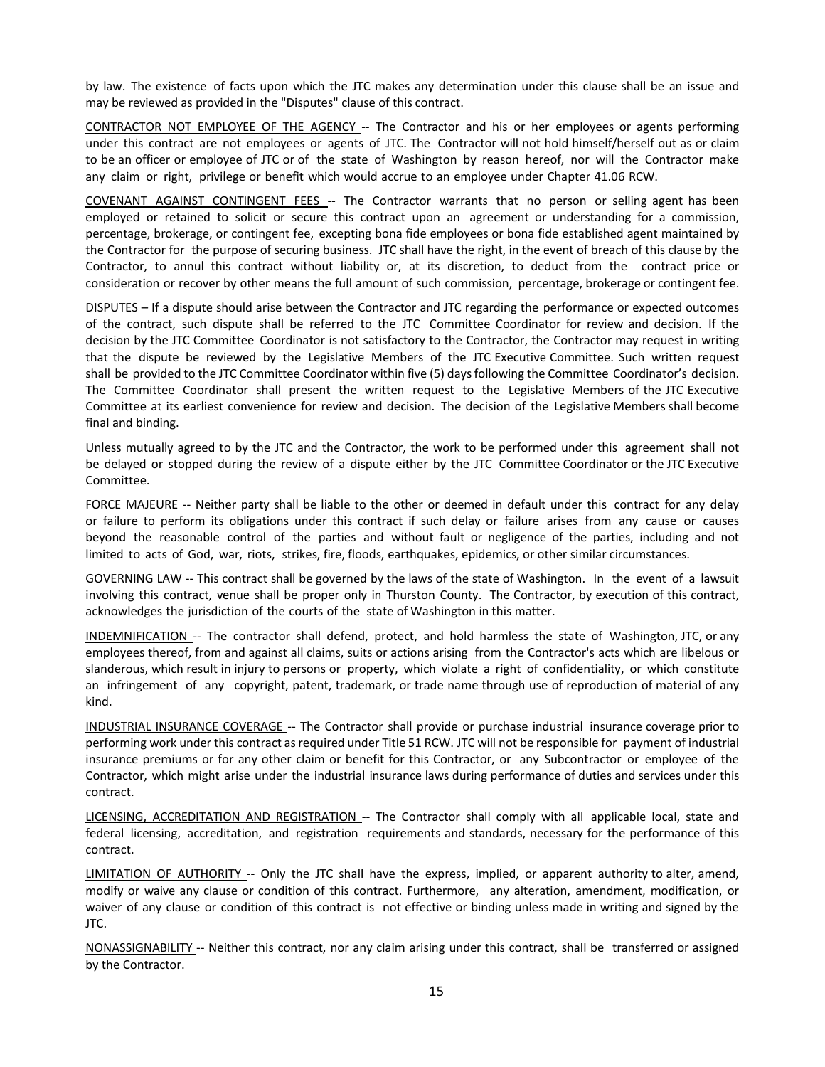by law. The existence of facts upon which the JTC makes any determination under this clause shall be an issue and may be reviewed as provided in the "Disputes" clause of this contract.

CONTRACTOR NOT EMPLOYEE OF THE AGENCY -- The Contractor and his or her employees or agents performing under this contract are not employees or agents of JTC. The Contractor will not hold himself/herself out as or claim to be an officer or employee of JTC or of the state of Washington by reason hereof, nor will the Contractor make any claim or right, privilege or benefit which would accrue to an employee under Chapter 41.06 RCW.

COVENANT AGAINST CONTINGENT FEES -- The Contractor warrants that no person or selling agent has been employed or retained to solicit or secure this contract upon an agreement or understanding for a commission, percentage, brokerage, or contingent fee, excepting bona fide employees or bona fide established agent maintained by the Contractor for the purpose of securing business. JTC shall have the right, in the event of breach of this clause by the Contractor, to annul this contract without liability or, at its discretion, to deduct from the contract price or consideration or recover by other means the full amount of such commission, percentage, brokerage or contingent fee.

DISPUTES – If a dispute should arise between the Contractor and JTC regarding the performance or expected outcomes of the contract, such dispute shall be referred to the JTC Committee Coordinator for review and decision. If the decision by the JTC Committee Coordinator is not satisfactory to the Contractor, the Contractor may request in writing that the dispute be reviewed by the Legislative Members of the JTC Executive Committee. Such written request shall be provided to the JTC Committee Coordinator within five (5) days following the Committee Coordinator's decision. The Committee Coordinator shall present the written request to the Legislative Members of the JTC Executive Committee at its earliest convenience for review and decision. The decision of the Legislative Members shall become final and binding.

Unless mutually agreed to by the JTC and the Contractor, the work to be performed under this agreement shall not be delayed or stopped during the review of a dispute either by the JTC Committee Coordinator or the JTC Executive Committee.

FORCE MAJEURE -- Neither party shall be liable to the other or deemed in default under this contract for any delay or failure to perform its obligations under this contract if such delay or failure arises from any cause or causes beyond the reasonable control of the parties and without fault or negligence of the parties, including and not limited to acts of God, war, riots, strikes, fire, floods, earthquakes, epidemics, or other similar circumstances.

GOVERNING LAW -- This contract shall be governed by the laws of the state of Washington. In the event of a lawsuit involving this contract, venue shall be proper only in Thurston County. The Contractor, by execution of this contract, acknowledges the jurisdiction of the courts of the state of Washington in this matter.

INDEMNIFICATION -- The contractor shall defend, protect, and hold harmless the state of Washington, JTC, or any employees thereof, from and against all claims, suits or actions arising from the Contractor's acts which are libelous or slanderous, which result in injury to persons or property, which violate a right of confidentiality, or which constitute an infringement of any copyright, patent, trademark, or trade name through use of reproduction of material of any kind.

INDUSTRIAL INSURANCE COVERAGE -- The Contractor shall provide or purchase industrial insurance coverage prior to performing work under this contract as required under Title 51 RCW. JTC will not be responsible for payment of industrial insurance premiums or for any other claim or benefit for this Contractor, or any Subcontractor or employee of the Contractor, which might arise under the industrial insurance laws during performance of duties and services under this contract.

LICENSING, ACCREDITATION AND REGISTRATION -- The Contractor shall comply with all applicable local, state and federal licensing, accreditation, and registration requirements and standards, necessary for the performance of this contract.

LIMITATION OF AUTHORITY -- Only the JTC shall have the express, implied, or apparent authority to alter, amend, modify or waive any clause or condition of this contract. Furthermore, any alteration, amendment, modification, or waiver of any clause or condition of this contract is not effective or binding unless made in writing and signed by the JTC.

NONASSIGNABILITY -- Neither this contract, nor any claim arising under this contract, shall be transferred or assigned by the Contractor.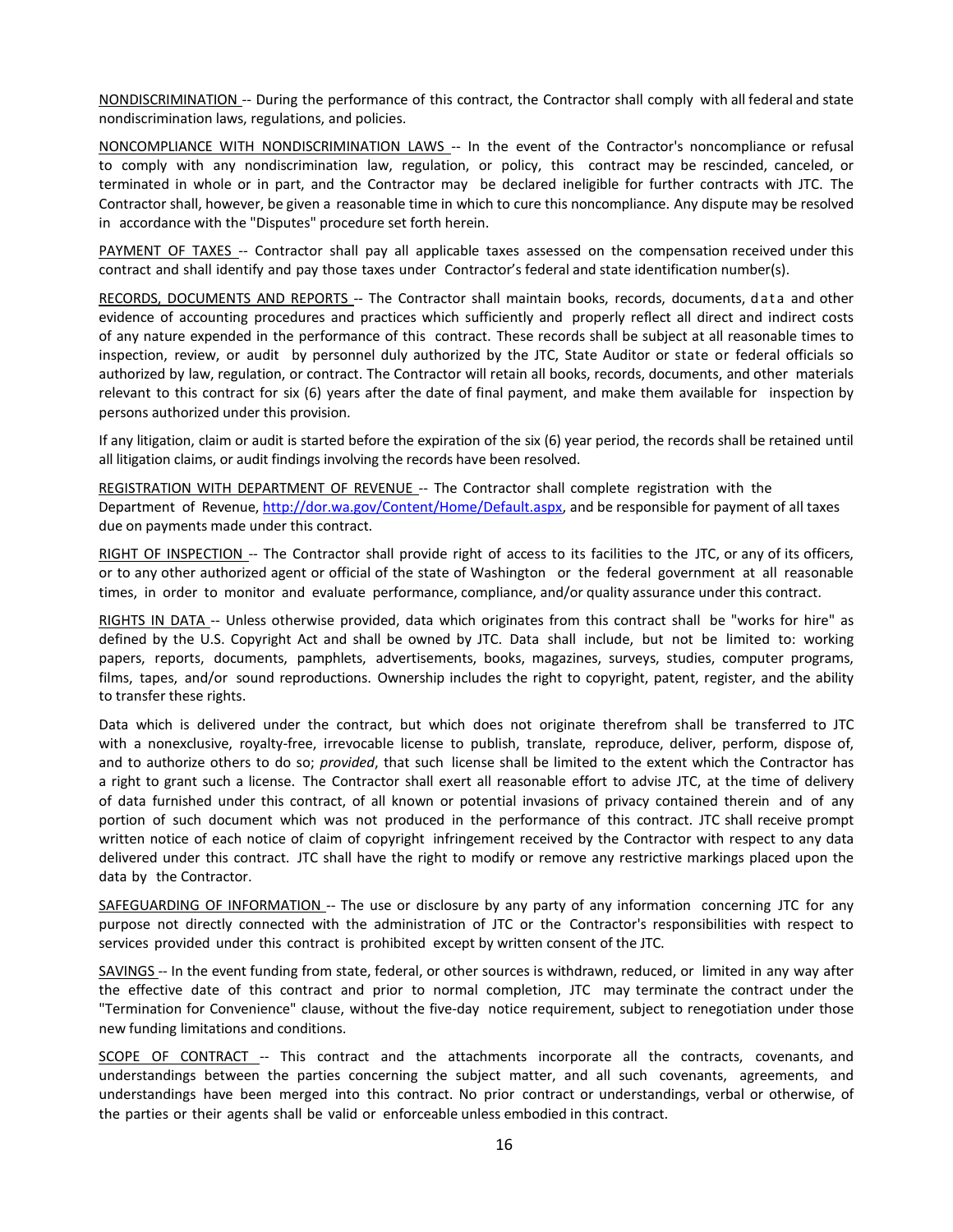NONDISCRIMINATION -- During the performance of this contract, the Contractor shall comply with all federal and state nondiscrimination laws, regulations, and policies.

NONCOMPLIANCE WITH NONDISCRIMINATION LAWS -- In the event of the Contractor's noncompliance or refusal to comply with any nondiscrimination law, regulation, or policy, this contract may be rescinded, canceled, or terminated in whole or in part, and the Contractor may be declared ineligible for further contracts with JTC. The Contractor shall, however, be given a reasonable time in which to cure this noncompliance. Any dispute may be resolved in accordance with the "Disputes" procedure set forth herein.

PAYMENT OF TAXES -- Contractor shall pay all applicable taxes assessed on the compensation received under this contract and shall identify and pay those taxes under Contractor's federal and state identification number(s).

RECORDS, DOCUMENTS AND REPORTS -- The Contractor shall maintain books, records, documents, data and other evidence of accounting procedures and practices which sufficiently and properly reflect all direct and indirect costs of any nature expended in the performance of this contract. These records shall be subject at all reasonable times to inspection, review, or audit by personnel duly authorized by the JTC, State Auditor or state or federal officials so authorized by law, regulation, or contract. The Contractor will retain all books, records, documents, and other materials relevant to this contract for six (6) years after the date of final payment, and make them available for inspection by persons authorized under this provision.

If any litigation, claim or audit is started before the expiration of the six (6) year period, the records shall be retained until all litigation claims, or audit findings involving the records have been resolved.

REGISTRATION WITH DEPARTMENT OF REVENUE -- The Contractor shall complete registration with the Department of Revenue, http://dor.wa.gov/Content/Home/Default.aspx, and be responsible for payment of all taxes due on payments made under this contract.

RIGHT OF INSPECTION -- The Contractor shall provide right of access to its facilities to the JTC, or any of its officers, or to any other authorized agent or official of the state of Washington or the federal government at all reasonable times, in order to monitor and evaluate performance, compliance, and/or quality assurance under this contract.

RIGHTS IN DATA -- Unless otherwise provided, data which originates from this contract shall be "works for hire" as defined by the U.S. Copyright Act and shall be owned by JTC. Data shall include, but not be limited to: working papers, reports, documents, pamphlets, advertisements, books, magazines, surveys, studies, computer programs, films, tapes, and/or sound reproductions. Ownership includes the right to copyright, patent, register, and the ability to transfer these rights.

Data which is delivered under the contract, but which does not originate therefrom shall be transferred to JTC with a nonexclusive, royalty-free, irrevocable license to publish, translate, reproduce, deliver, perform, dispose of, and to authorize others to do so; *provided*, that such license shall be limited to the extent which the Contractor has a right to grant such a license. The Contractor shall exert all reasonable effort to advise JTC, at the time of delivery of data furnished under this contract, of all known or potential invasions of privacy contained therein and of any portion of such document which was not produced in the performance of this contract. JTC shall receive prompt written notice of each notice of claim of copyright infringement received by the Contractor with respect to any data delivered under this contract. JTC shall have the right to modify or remove any restrictive markings placed upon the data by the Contractor.

SAFEGUARDING OF INFORMATION -- The use or disclosure by any party of any information concerning JTC for any purpose not directly connected with the administration of JTC or the Contractor's responsibilities with respect to services provided under this contract is prohibited except by written consent of the JTC.

SAVINGS -- In the event funding from state, federal, or other sources is withdrawn, reduced, or limited in any way after the effective date of this contract and prior to normal completion, JTC may terminate the contract under the "Termination for Convenience" clause, without the five-day notice requirement, subject to renegotiation under those new funding limitations and conditions.

SCOPE OF CONTRACT -- This contract and the attachments incorporate all the contracts, covenants, and understandings between the parties concerning the subject matter, and all such covenants, agreements, and understandings have been merged into this contract. No prior contract or understandings, verbal or otherwise, of the parties or their agents shall be valid or enforceable unless embodied in this contract.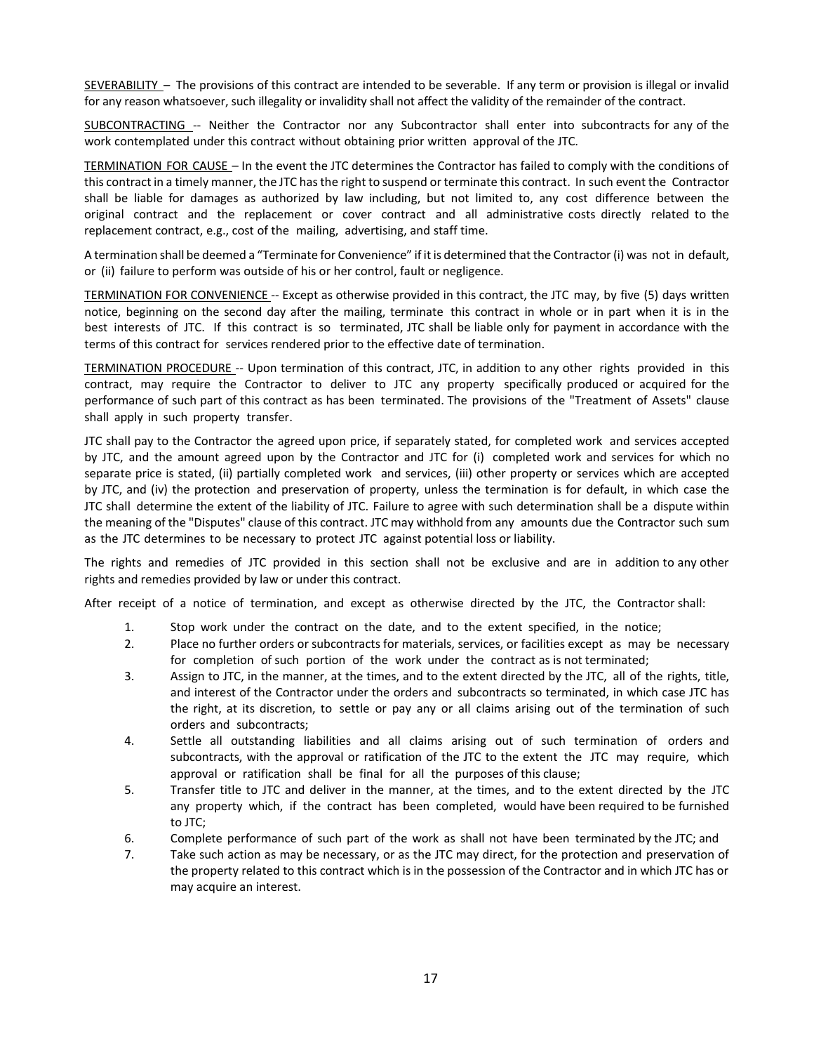<u>SEVERABILITY</u> – The provisions of this contract are intended to be severable. If any term or provision is illegal or invalid for any reason whatsoever, such illegality or invalidity shall not affect the validity of the remainder of the contract.

<u>SUBCONTRACTING</u> -- Neither the Contractor nor any Subcontractor shall enter into subcontracts for any of the work contemplated under this contract without obtaining prior written approval of the JTC.

<u>TERMINATION FOR CAUSE</u> – In the event the JTC determines the Contractor has failed to comply with the conditions of this contract in a timely manner, the JTC has the right to suspend or terminate this contract. In such event the Contractor shall be liable for damages as authorized by law including, but not limited to, any cost difference between the original contract and the replacement or cover contract and all administrative costs directly related to the replacement contract, e.g., cost of the mailing, advertising, and staff time.

A termination shall be deemed a "Terminate for Convenience" if it is determined that the Contractor (i) was not in default, or (ii) failure to perform was outside of his or her control, fault or negligence.

<u>TERMINATION FOR CONVENIENCE</u> -- Except as otherwise provided in this contract, the JTC may, by five (5) days written notice, beginning on the second day after the mailing, terminate this contract in whole or in part when it is in the best interests of JTC. If this contract is so terminated, JTC shall be liable only for payment in accordance with the terms of this contract for services rendered prior to the effective date of termination.

<u>TERMINATION PROCEDURE</u> -- Upon termination of this contract, JTC, in addition to any other rights provided in this contract, may require the Contractor to deliver to JTC any property specifically produced or acquired for the performance of such part of this contract as has been terminated. The provisions of the "Treatment of Assets" clause shall apply in such property transfer.

JTC shall pay to the Contractor the agreed upon price, if separately stated, for completed work and services accepted by JTC, and the amount agreed upon by the Contractor and JTC for (i) completed work and services for which no separate price is stated, (ii) partially completed work and services, (iii) other property or services which are accepted by JTC, and (iv) the protection and preservation of property, unless the termination is for default, in which case the JTC shall determine the extent of the liability of JTC. Failure to agree with such determination shall be a dispute within the meaning of the "Disputes" clause of this contract. JTC may withhold from any amounts due the Contractor such sum as the JTC determines to be necessary to protect JTC against potential loss or liability.

The rights and remedies of JTC provided in this section shall not be exclusive and are in addition to any other rights and remedies provided by law or under this contract.

After receipt of a notice of termination, and except as otherwise directed by the JTC, the Contractor shall:

1. Stop work under the contract on the date, and to the extent specified, in the notice;
2. Place no further orders or subcontracts for materials, services, or facilities except as may be necessary for completion of such portion of the work under the contract as is not terminated;
3. Assign to JTC, in the manner, at the times, and to the extent directed by the JTC, all of the rights, title, and interest of the Contractor under the orders and subcontracts so terminated, in which case JTC has the right, at its discretion, to settle or pay any or all claims arising out of the termination of such orders and subcontracts;
4. Settle all outstanding liabilities and all claims arising out of such termination of orders and subcontracts, with the approval or ratification of the JTC to the extent the JTC may require, which approval or ratification shall be final for all the purposes of this clause;
5. Transfer title to JTC and deliver in the manner, at the times, and to the extent directed by the JTC any property which, if the contract has been completed, would have been required to be furnished to JTC;
6. Complete performance of such part of the work as shall not have been terminated by the JTC; and
7. Take such action as may be necessary, or as the JTC may direct, for the protection and preservation of the property related to this contract which is in the possession of the Contractor and in which JTC has or may acquire an interest.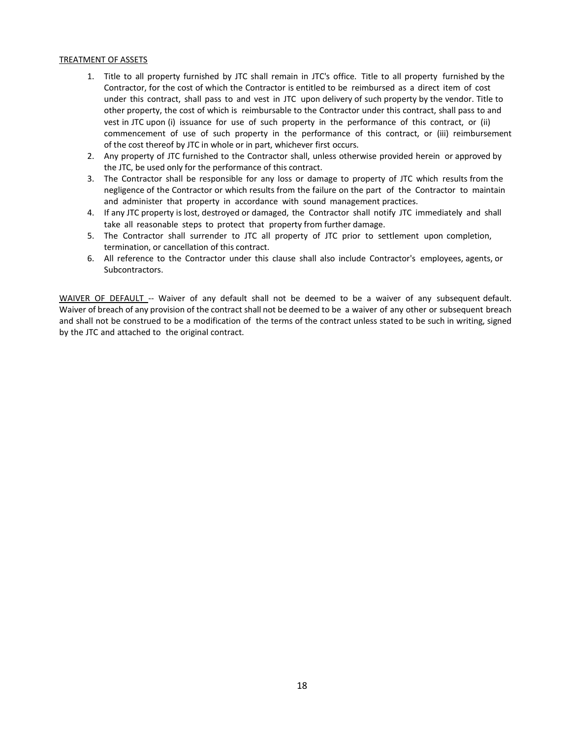TREATMENT OF ASSETS

1. Title to all property furnished by JTC shall remain in JTC's office. Title to all property furnished by the Contractor, for the cost of which the Contractor is entitled to be reimbursed as a direct item of cost under this contract, shall pass to and vest in JTC upon delivery of such property by the vendor. Title to other property, the cost of which is reimbursable to the Contractor under this contract, shall pass to and vest in JTC upon (i) issuance for use of such property in the performance of this contract, or (ii) commencement of use of such property in the performance of this contract, or (iii) reimbursement of the cost thereof by JTC in whole or in part, whichever first occurs.
2. Any property of JTC furnished to the Contractor shall, unless otherwise provided herein or approved by the JTC, be used only for the performance of this contract.
3. The Contractor shall be responsible for any loss or damage to property of JTC which results from the negligence of the Contractor or which results from the failure on the part of the Contractor to maintain and administer that property in accordance with sound management practices.
4. If any JTC property is lost, destroyed or damaged, the Contractor shall notify JTC immediately and shall take all reasonable steps to protect that property from further damage.
5. The Contractor shall surrender to JTC all property of JTC prior to settlement upon completion, termination, or cancellation of this contract.
6. All reference to the Contractor under this clause shall also include Contractor's employees, agents, or Subcontractors.

WAIVER OF DEFAULT -- Waiver of any default shall not be deemed to be a waiver of any subsequent default. Waiver of breach of any provision of the contract shall not be deemed to be a waiver of any other or subsequent breach and shall not be construed to be a modification of the terms of the contract unless stated to be such in writing, signed by the JTC and attached to the original contract.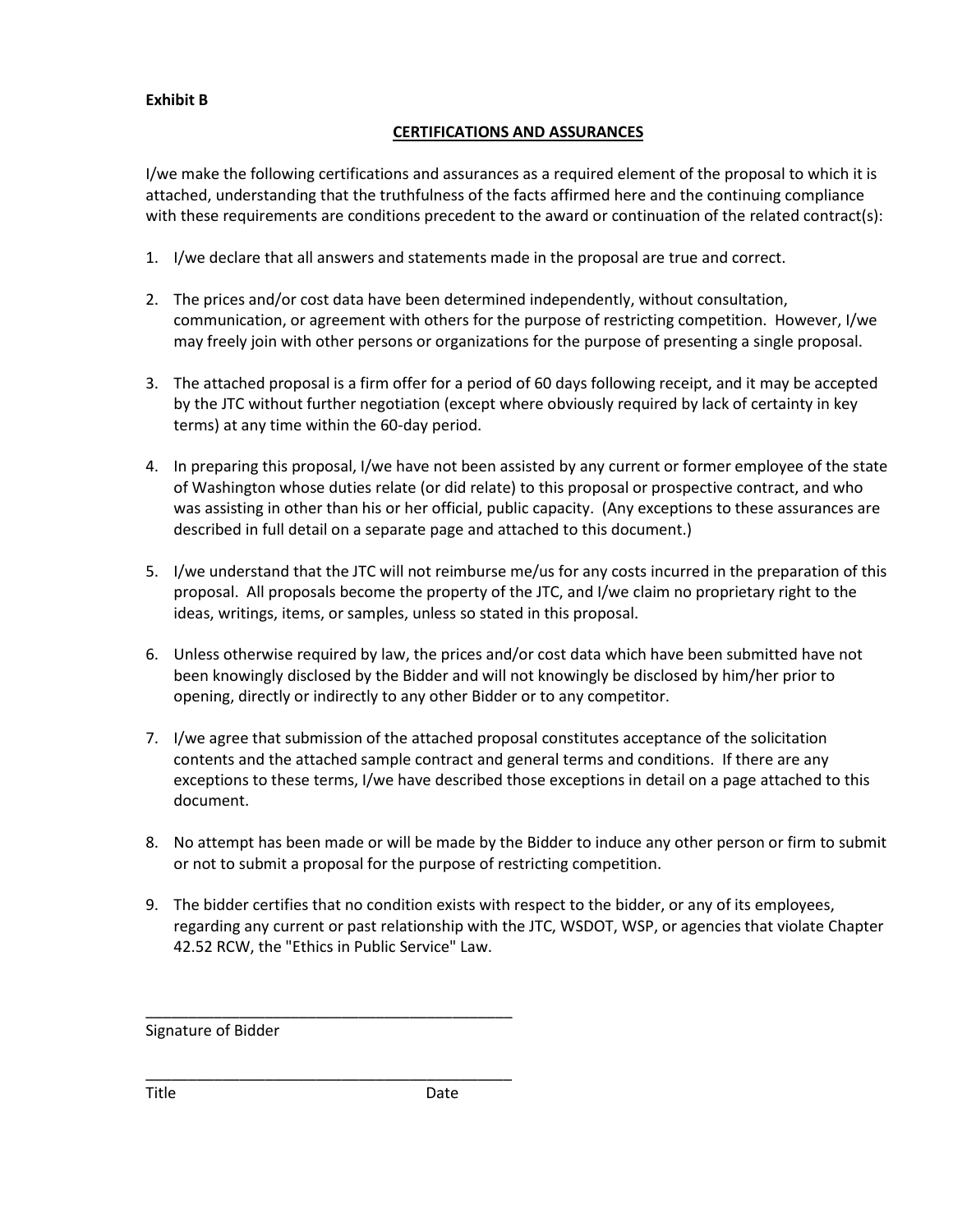**Exhibit B**

## CERTIFICATIONS AND ASSURANCES

I/we make the following certifications and assurances as a required element of the proposal to which it is attached, understanding that the truthfulness of the facts affirmed here and the continuing compliance with these requirements are conditions precedent to the award or continuation of the related contract(s):

1. I/we declare that all answers and statements made in the proposal are true and correct.

2. The prices and/or cost data have been determined independently, without consultation, communication, or agreement with others for the purpose of restricting competition. However, I/we may freely join with other persons or organizations for the purpose of presenting a single proposal.

3. The attached proposal is a firm offer for a period of 60 days following receipt, and it may be accepted by the JTC without further negotiation (except where obviously required by lack of certainty in key terms) at any time within the 60-day period.

4. In preparing this proposal, I/we have not been assisted by any current or former employee of the state of Washington whose duties relate (or did relate) to this proposal or prospective contract, and who was assisting in other than his or her official, public capacity. (Any exceptions to these assurances are described in full detail on a separate page and attached to this document.)

5. I/we understand that the JTC will not reimburse me/us for any costs incurred in the preparation of this proposal. All proposals become the property of the JTC, and I/we claim no proprietary right to the ideas, writings, items, or samples, unless so stated in this proposal.

6. Unless otherwise required by law, the prices and/or cost data which have been submitted have not been knowingly disclosed by the Bidder and will not knowingly be disclosed by him/her prior to opening, directly or indirectly to any other Bidder or to any competitor.

7. I/we agree that submission of the attached proposal constitutes acceptance of the solicitation contents and the attached sample contract and general terms and conditions. If there are any exceptions to these terms, I/we have described those exceptions in detail on a page attached to this document.

8. No attempt has been made or will be made by the Bidder to induce any other person or firm to submit or not to submit a proposal for the purpose of restricting competition.

9. The bidder certifies that no condition exists with respect to the bidder, or any of its employees, regarding any current or past relationship with the JTC, WSDOT, WSP, or agencies that violate Chapter 42.52 RCW, the "Ethics in Public Service" Law.

_____________________________________________
Signature of Bidder

_____________________________________________
Title                                        Date